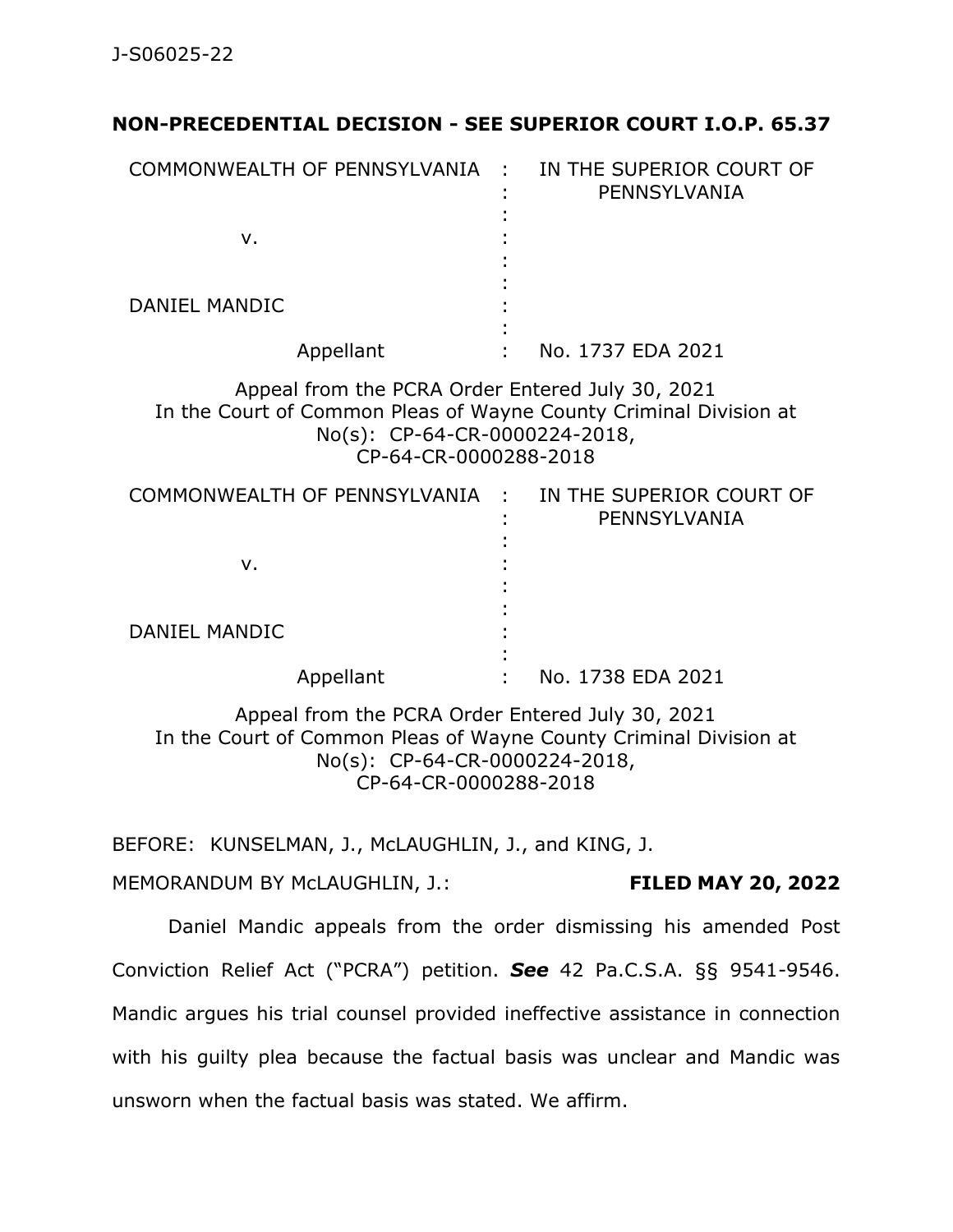J-S06025-22

**NON-PRECEDENTIAL DECISION - SEE SUPERIOR COURT I.O.P. 65.37**

| | | |
|---|---|---|
| COMMONWEALTH OF PENNSYLVANIA | : | IN THE SUPERIOR COURT OF PENNSYLVANIA |
| v. | : | |
| DANIEL MANDIC | : | |
| Appellant | : | No. 1737 EDA 2021 |

Appeal from the PCRA Order Entered July 30, 2021
In the Court of Common Pleas of Wayne County Criminal Division at No(s): CP-64-CR-0000224-2018, CP-64-CR-0000288-2018

| | | |
|---|---|---|
| COMMONWEALTH OF PENNSYLVANIA | : | IN THE SUPERIOR COURT OF PENNSYLVANIA |
| v. | : | |
| DANIEL MANDIC | : | |
| Appellant | : | No. 1738 EDA 2021 |

Appeal from the PCRA Order Entered July 30, 2021
In the Court of Common Pleas of Wayne County Criminal Division at No(s): CP-64-CR-0000224-2018, CP-64-CR-0000288-2018

BEFORE: KUNSELMAN, J., McLAUGHLIN, J., and KING, J.

MEMORANDUM BY McLAUGHLIN, J.: **FILED MAY 20, 2022**

Daniel Mandic appeals from the order dismissing his amended Post Conviction Relief Act ("PCRA") petition. ***See*** 42 Pa.C.S.A. §§ 9541-9546. Mandic argues his trial counsel provided ineffective assistance in connection with his guilty plea because the factual basis was unclear and Mandic was unsworn when the factual basis was stated. We affirm.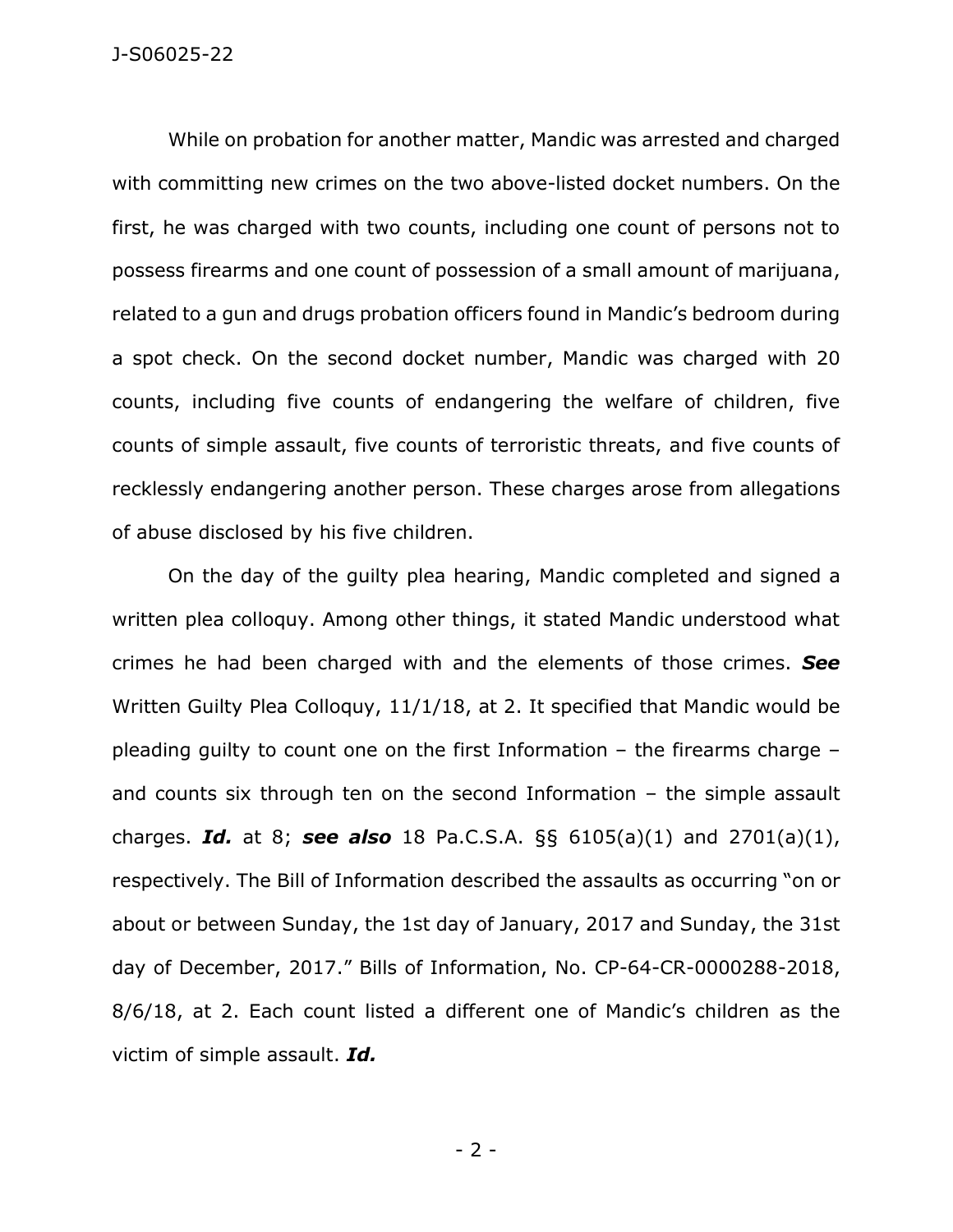While on probation for another matter, Mandic was arrested and charged with committing new crimes on the two above-listed docket numbers. On the first, he was charged with two counts, including one count of persons not to possess firearms and one count of possession of a small amount of marijuana, related to a gun and drugs probation officers found in Mandic's bedroom during a spot check. On the second docket number, Mandic was charged with 20 counts, including five counts of endangering the welfare of children, five counts of simple assault, five counts of terroristic threats, and five counts of recklessly endangering another person. These charges arose from allegations of abuse disclosed by his five children.

On the day of the guilty plea hearing, Mandic completed and signed a written plea colloquy. Among other things, it stated Mandic understood what crimes he had been charged with and the elements of those crimes. ***See*** Written Guilty Plea Colloquy, 11/1/18, at 2. It specified that Mandic would be pleading guilty to count one on the first Information – the firearms charge – and counts six through ten on the second Information – the simple assault charges. ***Id.*** at 8; ***see also*** 18 Pa.C.S.A. §§ 6105(a)(1) and 2701(a)(1), respectively. The Bill of Information described the assaults as occurring "on or about or between Sunday, the 1st day of January, 2017 and Sunday, the 31st day of December, 2017." Bills of Information, No. CP-64-CR-0000288-2018, 8/6/18, at 2. Each count listed a different one of Mandic's children as the victim of simple assault. ***Id.***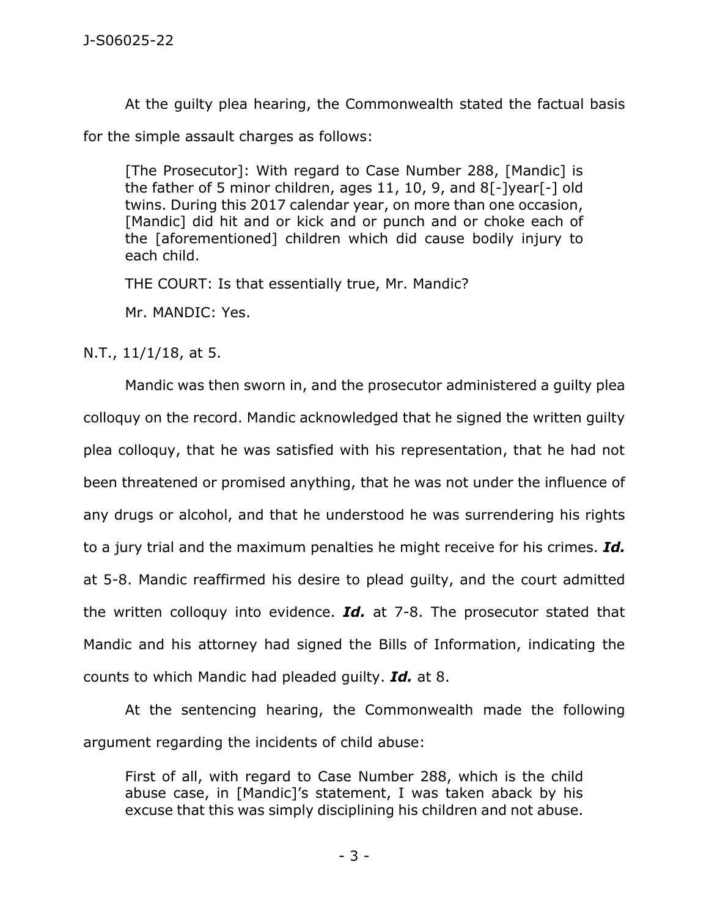At the guilty plea hearing, the Commonwealth stated the factual basis for the simple assault charges as follows:

> [The Prosecutor]: With regard to Case Number 288, [Mandic] is the father of 5 minor children, ages 11, 10, 9, and 8[-]year[-] old twins. During this 2017 calendar year, on more than one occasion, [Mandic] did hit and or kick and or punch and or choke each of the [aforementioned] children which did cause bodily injury to each child.
>
> THE COURT: Is that essentially true, Mr. Mandic?
>
> Mr. MANDIC: Yes.

N.T., 11/1/18, at 5.

Mandic was then sworn in, and the prosecutor administered a guilty plea colloquy on the record. Mandic acknowledged that he signed the written guilty plea colloquy, that he was satisfied with his representation, that he had not been threatened or promised anything, that he was not under the influence of any drugs or alcohol, and that he understood he was surrendering his rights to a jury trial and the maximum penalties he might receive for his crimes. ***Id.*** at 5-8. Mandic reaffirmed his desire to plead guilty, and the court admitted the written colloquy into evidence. ***Id.*** at 7-8. The prosecutor stated that Mandic and his attorney had signed the Bills of Information, indicating the counts to which Mandic had pleaded guilty. ***Id.*** at 8.

At the sentencing hearing, the Commonwealth made the following argument regarding the incidents of child abuse:

> First of all, with regard to Case Number 288, which is the child abuse case, in [Mandic]'s statement, I was taken aback by his excuse that this was simply disciplining his children and not abuse.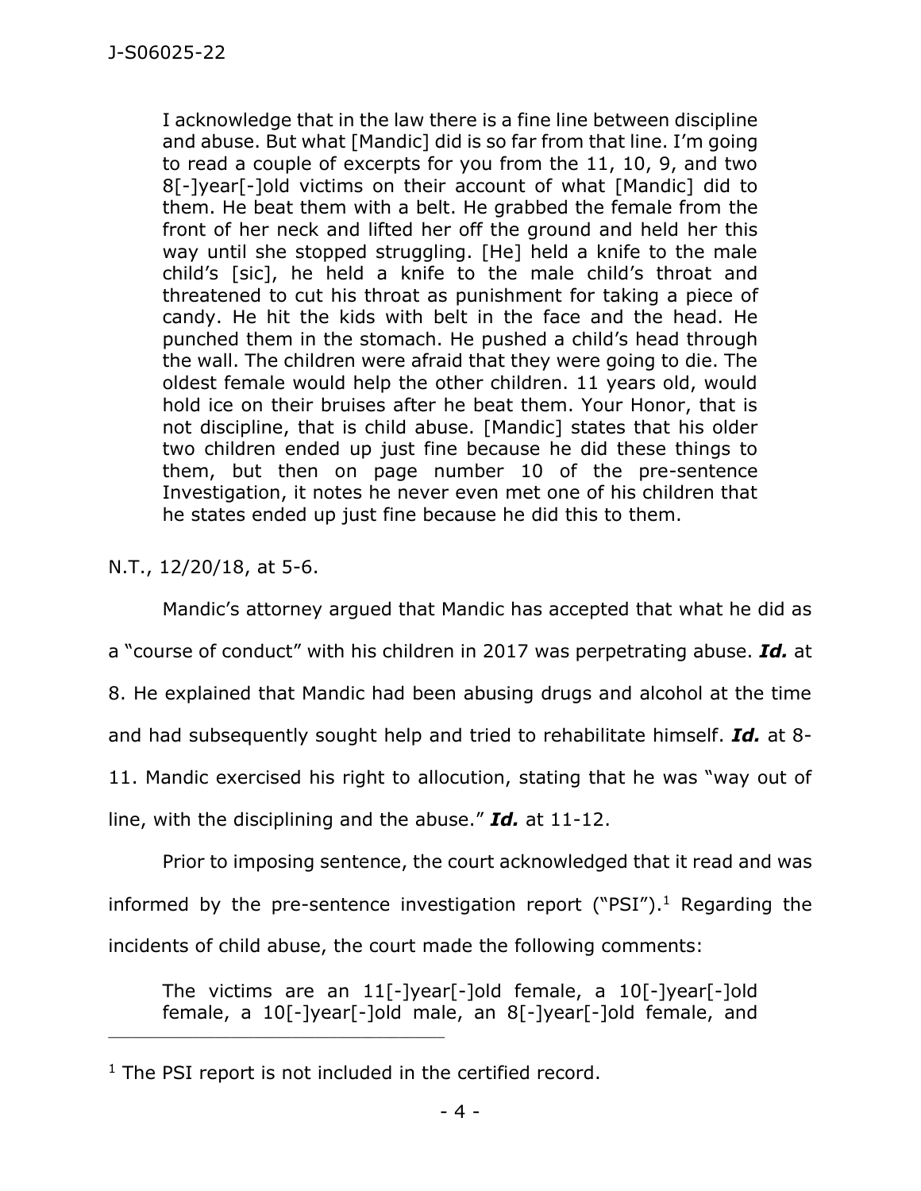> I acknowledge that in the law there is a fine line between discipline and abuse. But what [Mandic] did is so far from that line. I'm going to read a couple of excerpts for you from the 11, 10, 9, and two 8[-]year[-]old victims on their account of what [Mandic] did to them. He beat them with a belt. He grabbed the female from the front of her neck and lifted her off the ground and held her this way until she stopped struggling. [He] held a knife to the male child's [sic], he held a knife to the male child's throat and threatened to cut his throat as punishment for taking a piece of candy. He hit the kids with belt in the face and the head. He punched them in the stomach. He pushed a child's head through the wall. The children were afraid that they were going to die. The oldest female would help the other children. 11 years old, would hold ice on their bruises after he beat them. Your Honor, that is not discipline, that is child abuse. [Mandic] states that his older two children ended up just fine because he did these things to them, but then on page number 10 of the pre-sentence Investigation, it notes he never even met one of his children that he states ended up just fine because he did this to them.

N.T., 12/20/18, at 5-6.

Mandic's attorney argued that Mandic has accepted that what he did as a "course of conduct" with his children in 2017 was perpetrating abuse. ***Id.*** at 8. He explained that Mandic had been abusing drugs and alcohol at the time and had subsequently sought help and tried to rehabilitate himself. ***Id.*** at 8-11. Mandic exercised his right to allocution, stating that he was "way out of line, with the disciplining and the abuse." ***Id.*** at 11-12.

Prior to imposing sentence, the court acknowledged that it read and was informed by the pre-sentence investigation report ("PSI").[1] Regarding the incidents of child abuse, the court made the following comments:

> The victims are an 11[-]year[-]old female, a 10[-]year[-]old female, a 10[-]year[-]old male, an 8[-]year[-]old female, and

---

[1] The PSI report is not included in the certified record.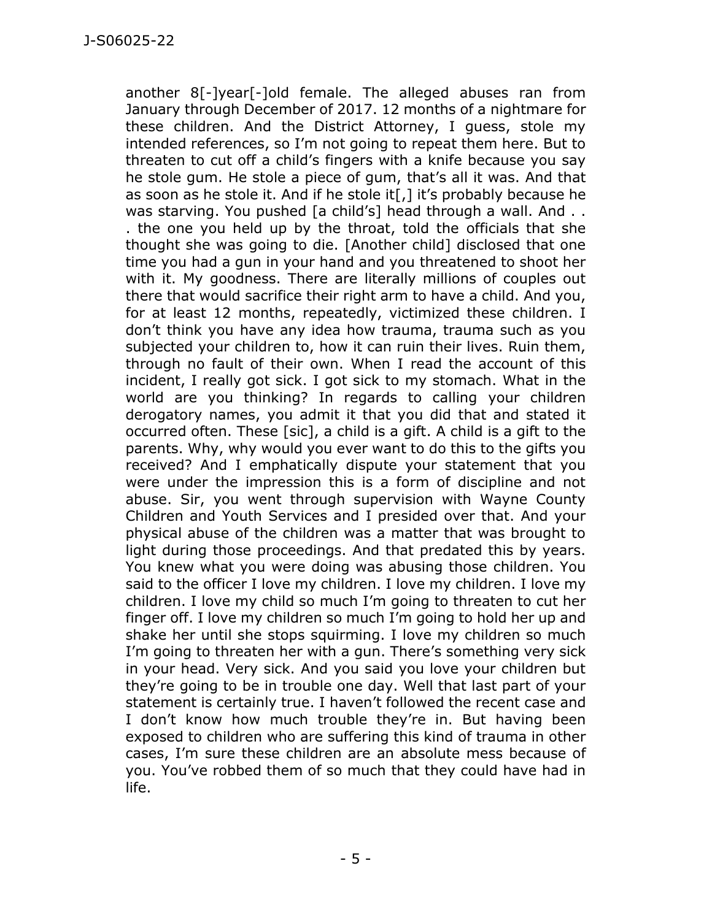another 8[-]year[-]old female. The alleged abuses ran from January through December of 2017. 12 months of a nightmare for these children. And the District Attorney, I guess, stole my intended references, so I'm not going to repeat them here. But to threaten to cut off a child's fingers with a knife because you say he stole gum. He stole a piece of gum, that's all it was. And that as soon as he stole it. And if he stole it[,] it's probably because he was starving. You pushed [a child's] head through a wall. And . . . the one you held up by the throat, told the officials that she thought she was going to die. [Another child] disclosed that one time you had a gun in your hand and you threatened to shoot her with it. My goodness. There are literally millions of couples out there that would sacrifice their right arm to have a child. And you, for at least 12 months, repeatedly, victimized these children. I don't think you have any idea how trauma, trauma such as you subjected your children to, how it can ruin their lives. Ruin them, through no fault of their own. When I read the account of this incident, I really got sick. I got sick to my stomach. What in the world are you thinking? In regards to calling your children derogatory names, you admit it that you did that and stated it occurred often. These [sic], a child is a gift. A child is a gift to the parents. Why, why would you ever want to do this to the gifts you received? And I emphatically dispute your statement that you were under the impression this is a form of discipline and not abuse. Sir, you went through supervision with Wayne County Children and Youth Services and I presided over that. And your physical abuse of the children was a matter that was brought to light during those proceedings. And that predated this by years. You knew what you were doing was abusing those children. You said to the officer I love my children. I love my children. I love my children. I love my child so much I'm going to threaten to cut her finger off. I love my children so much I'm going to hold her up and shake her until she stops squirming. I love my children so much I'm going to threaten her with a gun. There's something very sick in your head. Very sick. And you said you love your children but they're going to be in trouble one day. Well that last part of your statement is certainly true. I haven't followed the recent case and I don't know how much trouble they're in. But having been exposed to children who are suffering this kind of trauma in other cases, I'm sure these children are an absolute mess because of you. You've robbed them of so much that they could have had in life.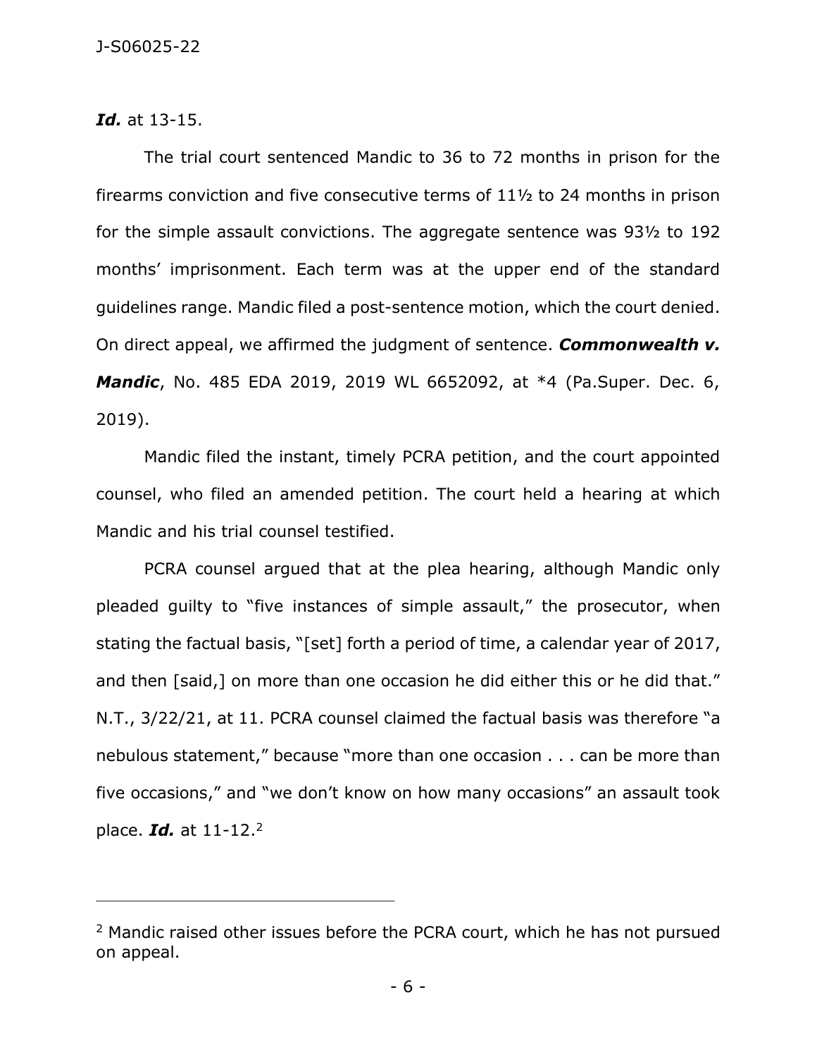***Id.*** at 13-15.

The trial court sentenced Mandic to 36 to 72 months in prison for the firearms conviction and five consecutive terms of 11½ to 24 months in prison for the simple assault convictions. The aggregate sentence was 93½ to 192 months' imprisonment. Each term was at the upper end of the standard guidelines range. Mandic filed a post-sentence motion, which the court denied. On direct appeal, we affirmed the judgment of sentence. ***Commonwealth v. Mandic***, No. 485 EDA 2019, 2019 WL 6652092, at *4 (Pa.Super. Dec. 6, 2019).

Mandic filed the instant, timely PCRA petition, and the court appointed counsel, who filed an amended petition. The court held a hearing at which Mandic and his trial counsel testified.

PCRA counsel argued that at the plea hearing, although Mandic only pleaded guilty to "five instances of simple assault," the prosecutor, when stating the factual basis, "[set] forth a period of time, a calendar year of 2017, and then [said,] on more than one occasion he did either this or he did that." N.T., 3/22/21, at 11. PCRA counsel claimed the factual basis was therefore "a nebulous statement," because "more than one occasion . . . can be more than five occasions," and "we don't know on how many occasions" an assault took place. ***Id.*** at 11-12.[2]

---

[2] Mandic raised other issues before the PCRA court, which he has not pursued on appeal.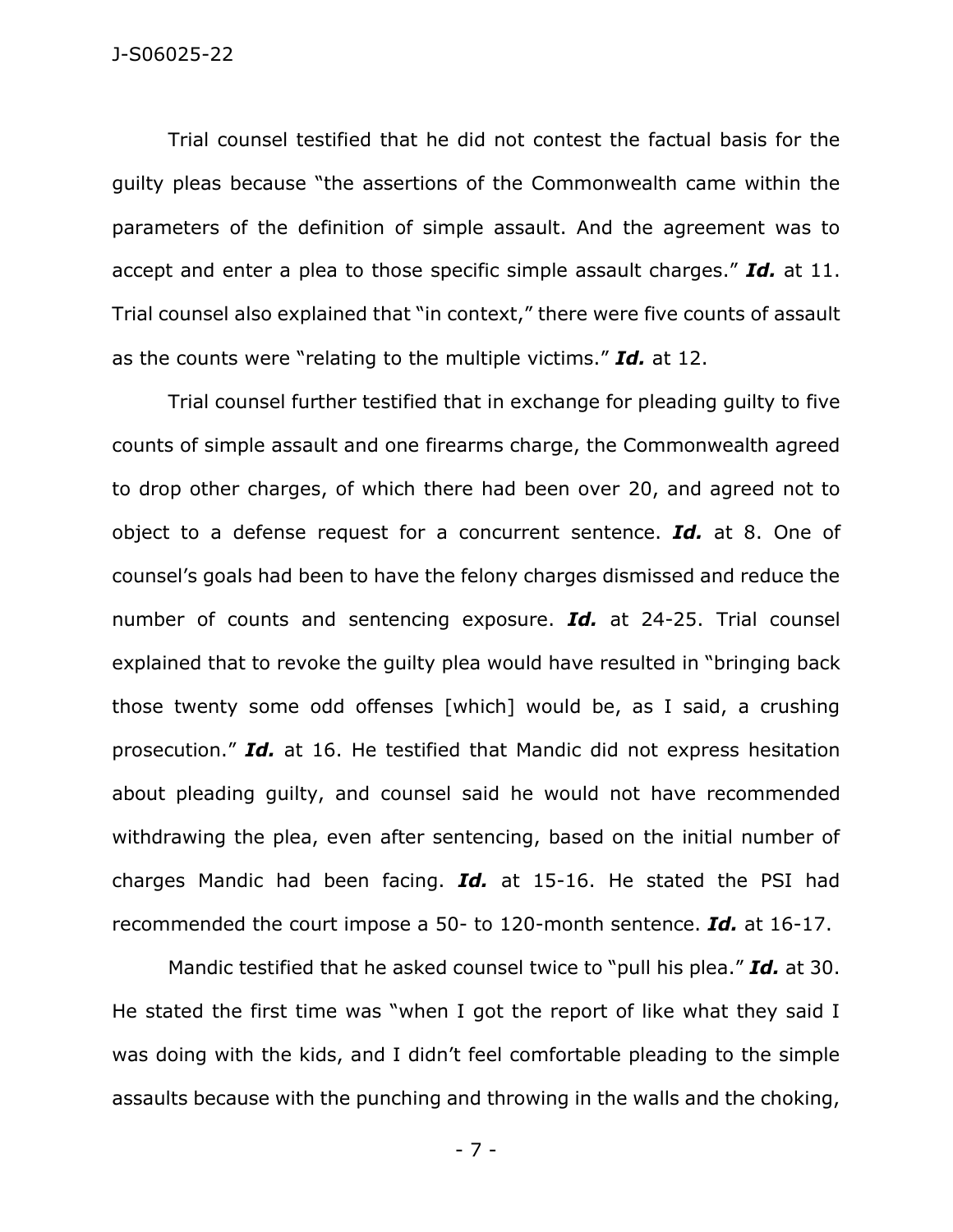Trial counsel testified that he did not contest the factual basis for the guilty pleas because "the assertions of the Commonwealth came within the parameters of the definition of simple assault. And the agreement was to accept and enter a plea to those specific simple assault charges." ***Id.*** at 11. Trial counsel also explained that "in context," there were five counts of assault as the counts were "relating to the multiple victims." ***Id.*** at 12.

Trial counsel further testified that in exchange for pleading guilty to five counts of simple assault and one firearms charge, the Commonwealth agreed to drop other charges, of which there had been over 20, and agreed not to object to a defense request for a concurrent sentence. ***Id.*** at 8. One of counsel's goals had been to have the felony charges dismissed and reduce the number of counts and sentencing exposure. ***Id.*** at 24-25. Trial counsel explained that to revoke the guilty plea would have resulted in "bringing back those twenty some odd offenses [which] would be, as I said, a crushing prosecution." ***Id.*** at 16. He testified that Mandic did not express hesitation about pleading guilty, and counsel said he would not have recommended withdrawing the plea, even after sentencing, based on the initial number of charges Mandic had been facing. ***Id.*** at 15-16. He stated the PSI had recommended the court impose a 50- to 120-month sentence. ***Id.*** at 16-17.

Mandic testified that he asked counsel twice to "pull his plea." ***Id.*** at 30. He stated the first time was "when I got the report of like what they said I was doing with the kids, and I didn't feel comfortable pleading to the simple assaults because with the punching and throwing in the walls and the choking,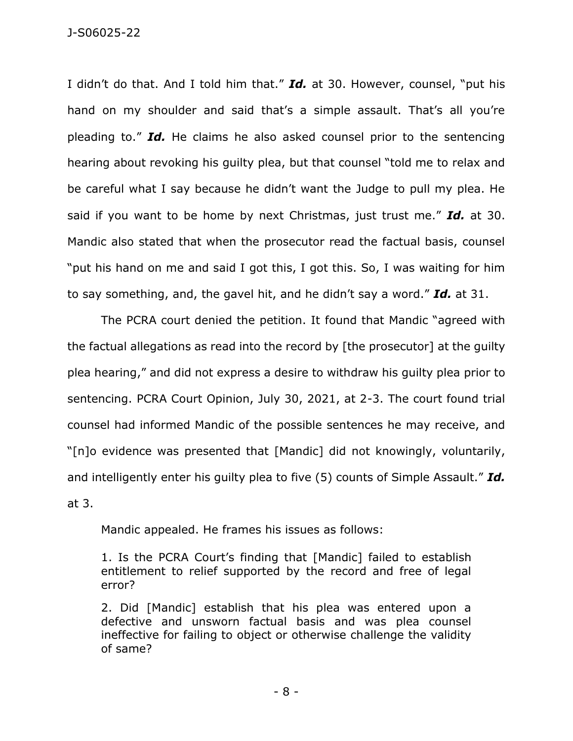I didn't do that. And I told him that." ***Id.*** at 30. However, counsel, "put his hand on my shoulder and said that's a simple assault. That's all you're pleading to." ***Id.*** He claims he also asked counsel prior to the sentencing hearing about revoking his guilty plea, but that counsel "told me to relax and be careful what I say because he didn't want the Judge to pull my plea. He said if you want to be home by next Christmas, just trust me." ***Id.*** at 30. Mandic also stated that when the prosecutor read the factual basis, counsel "put his hand on me and said I got this, I got this. So, I was waiting for him to say something, and, the gavel hit, and he didn't say a word." ***Id.*** at 31.

The PCRA court denied the petition. It found that Mandic "agreed with the factual allegations as read into the record by [the prosecutor] at the guilty plea hearing," and did not express a desire to withdraw his guilty plea prior to sentencing. PCRA Court Opinion, July 30, 2021, at 2-3. The court found trial counsel had informed Mandic of the possible sentences he may receive, and "[n]o evidence was presented that [Mandic] did not knowingly, voluntarily, and intelligently enter his guilty plea to five (5) counts of Simple Assault." ***Id.*** at 3.

Mandic appealed. He frames his issues as follows:

> 1. Is the PCRA Court's finding that [Mandic] failed to establish entitlement to relief supported by the record and free of legal error?
>
> 2. Did [Mandic] establish that his plea was entered upon a defective and unsworn factual basis and was plea counsel ineffective for failing to object or otherwise challenge the validity of same?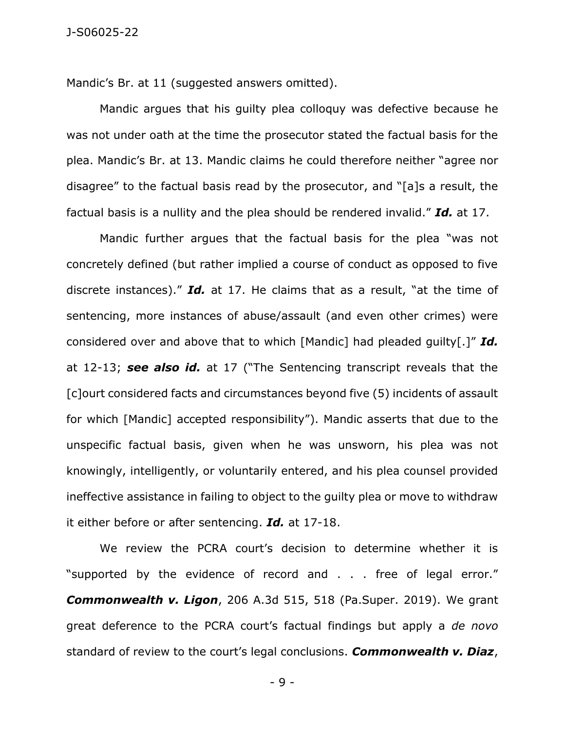Mandic's Br. at 11 (suggested answers omitted).

Mandic argues that his guilty plea colloquy was defective because he was not under oath at the time the prosecutor stated the factual basis for the plea. Mandic's Br. at 13. Mandic claims he could therefore neither "agree nor disagree" to the factual basis read by the prosecutor, and "[a]s a result, the factual basis is a nullity and the plea should be rendered invalid." ***Id.*** at 17.

Mandic further argues that the factual basis for the plea "was not concretely defined (but rather implied a course of conduct as opposed to five discrete instances)." ***Id.*** at 17. He claims that as a result, "at the time of sentencing, more instances of abuse/assault (and even other crimes) were considered over and above that to which [Mandic] had pleaded guilty[.]" ***Id.*** at 12-13; ***see also id.*** at 17 ("The Sentencing transcript reveals that the [c]ourt considered facts and circumstances beyond five (5) incidents of assault for which [Mandic] accepted responsibility"). Mandic asserts that due to the unspecific factual basis, given when he was unsworn, his plea was not knowingly, intelligently, or voluntarily entered, and his plea counsel provided ineffective assistance in failing to object to the guilty plea or move to withdraw it either before or after sentencing. ***Id.*** at 17-18.

We review the PCRA court's decision to determine whether it is "supported by the evidence of record and . . . free of legal error." ***Commonwealth v. Ligon***, 206 A.3d 515, 518 (Pa.Super. 2019). We grant great deference to the PCRA court's factual findings but apply a *de novo* standard of review to the court's legal conclusions. ***Commonwealth v. Diaz***,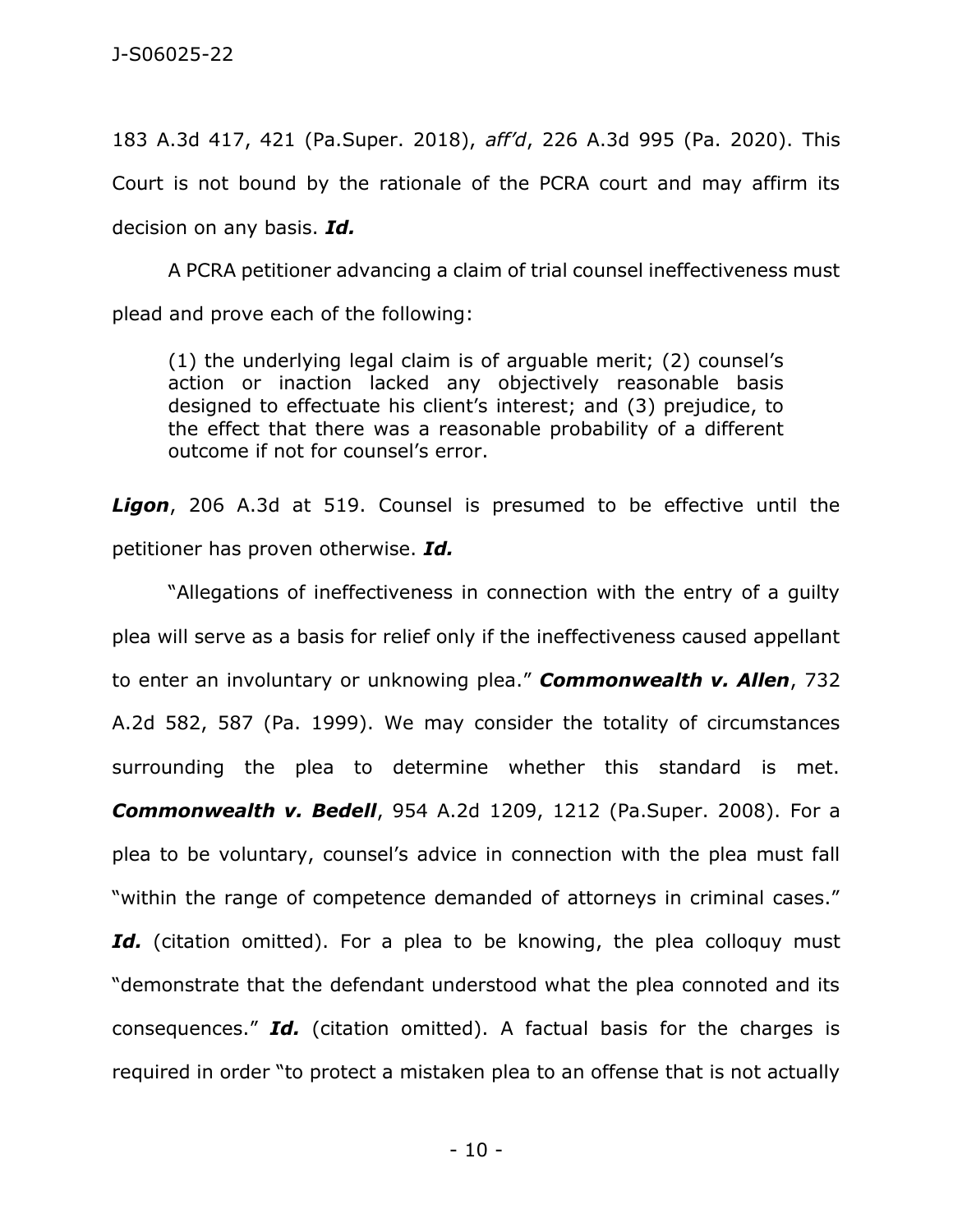183 A.3d 417, 421 (Pa.Super. 2018), *aff'd*, 226 A.3d 995 (Pa. 2020). This Court is not bound by the rationale of the PCRA court and may affirm its decision on any basis. ***Id.***

A PCRA petitioner advancing a claim of trial counsel ineffectiveness must plead and prove each of the following:

> (1) the underlying legal claim is of arguable merit; (2) counsel's action or inaction lacked any objectively reasonable basis designed to effectuate his client's interest; and (3) prejudice, to the effect that there was a reasonable probability of a different outcome if not for counsel's error.

***Ligon***, 206 A.3d at 519. Counsel is presumed to be effective until the petitioner has proven otherwise. ***Id.***

"Allegations of ineffectiveness in connection with the entry of a guilty plea will serve as a basis for relief only if the ineffectiveness caused appellant to enter an involuntary or unknowing plea." ***Commonwealth v. Allen***, 732 A.2d 582, 587 (Pa. 1999). We may consider the totality of circumstances surrounding the plea to determine whether this standard is met. ***Commonwealth v. Bedell***, 954 A.2d 1209, 1212 (Pa.Super. 2008). For a plea to be voluntary, counsel's advice in connection with the plea must fall "within the range of competence demanded of attorneys in criminal cases." ***Id.*** (citation omitted). For a plea to be knowing, the plea colloquy must "demonstrate that the defendant understood what the plea connoted and its consequences." ***Id.*** (citation omitted). A factual basis for the charges is required in order "to protect a mistaken plea to an offense that is not actually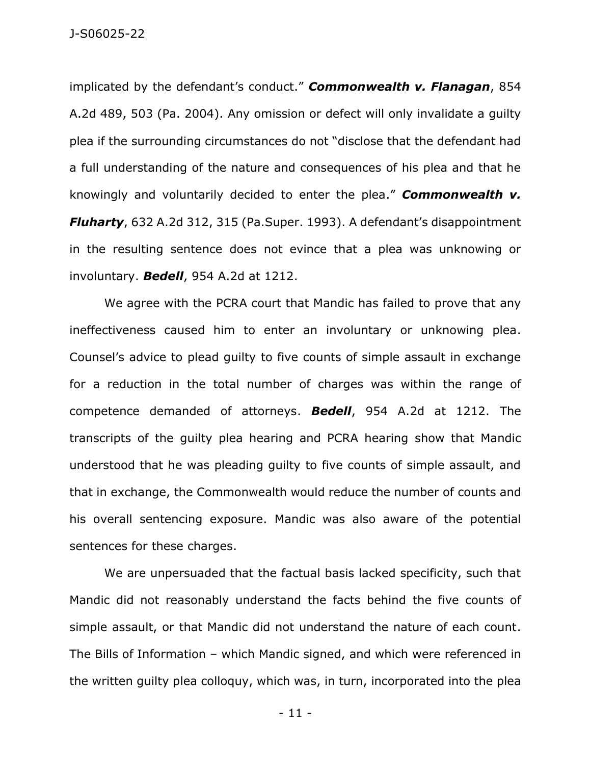implicated by the defendant's conduct." ***Commonwealth v. Flanagan***, 854 A.2d 489, 503 (Pa. 2004). Any omission or defect will only invalidate a guilty plea if the surrounding circumstances do not "disclose that the defendant had a full understanding of the nature and consequences of his plea and that he knowingly and voluntarily decided to enter the plea." ***Commonwealth v. Fluharty***, 632 A.2d 312, 315 (Pa.Super. 1993). A defendant's disappointment in the resulting sentence does not evince that a plea was unknowing or involuntary. ***Bedell***, 954 A.2d at 1212.

We agree with the PCRA court that Mandic has failed to prove that any ineffectiveness caused him to enter an involuntary or unknowing plea. Counsel's advice to plead guilty to five counts of simple assault in exchange for a reduction in the total number of charges was within the range of competence demanded of attorneys. ***Bedell***, 954 A.2d at 1212. The transcripts of the guilty plea hearing and PCRA hearing show that Mandic understood that he was pleading guilty to five counts of simple assault, and that in exchange, the Commonwealth would reduce the number of counts and his overall sentencing exposure. Mandic was also aware of the potential sentences for these charges.

We are unpersuaded that the factual basis lacked specificity, such that Mandic did not reasonably understand the facts behind the five counts of simple assault, or that Mandic did not understand the nature of each count. The Bills of Information – which Mandic signed, and which were referenced in the written guilty plea colloquy, which was, in turn, incorporated into the plea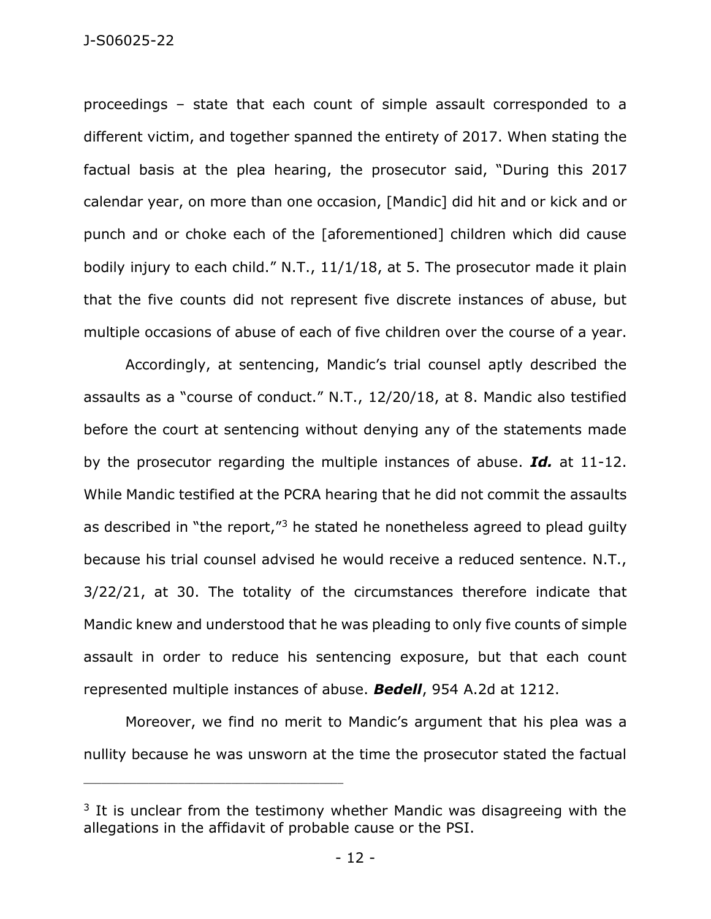proceedings – state that each count of simple assault corresponded to a different victim, and together spanned the entirety of 2017. When stating the factual basis at the plea hearing, the prosecutor said, "During this 2017 calendar year, on more than one occasion, [Mandic] did hit and or kick and or punch and or choke each of the [aforementioned] children which did cause bodily injury to each child." N.T., 11/1/18, at 5. The prosecutor made it plain that the five counts did not represent five discrete instances of abuse, but multiple occasions of abuse of each of five children over the course of a year.

Accordingly, at sentencing, Mandic's trial counsel aptly described the assaults as a "course of conduct." N.T., 12/20/18, at 8. Mandic also testified before the court at sentencing without denying any of the statements made by the prosecutor regarding the multiple instances of abuse. ***Id.*** at 11-12. While Mandic testified at the PCRA hearing that he did not commit the assaults as described in "the report,"[3] he stated he nonetheless agreed to plead guilty because his trial counsel advised he would receive a reduced sentence. N.T., 3/22/21, at 30. The totality of the circumstances therefore indicate that Mandic knew and understood that he was pleading to only five counts of simple assault in order to reduce his sentencing exposure, but that each count represented multiple instances of abuse. ***Bedell***, 954 A.2d at 1212.

Moreover, we find no merit to Mandic's argument that his plea was a nullity because he was unsworn at the time the prosecutor stated the factual

---

[3] It is unclear from the testimony whether Mandic was disagreeing with the allegations in the affidavit of probable cause or the PSI.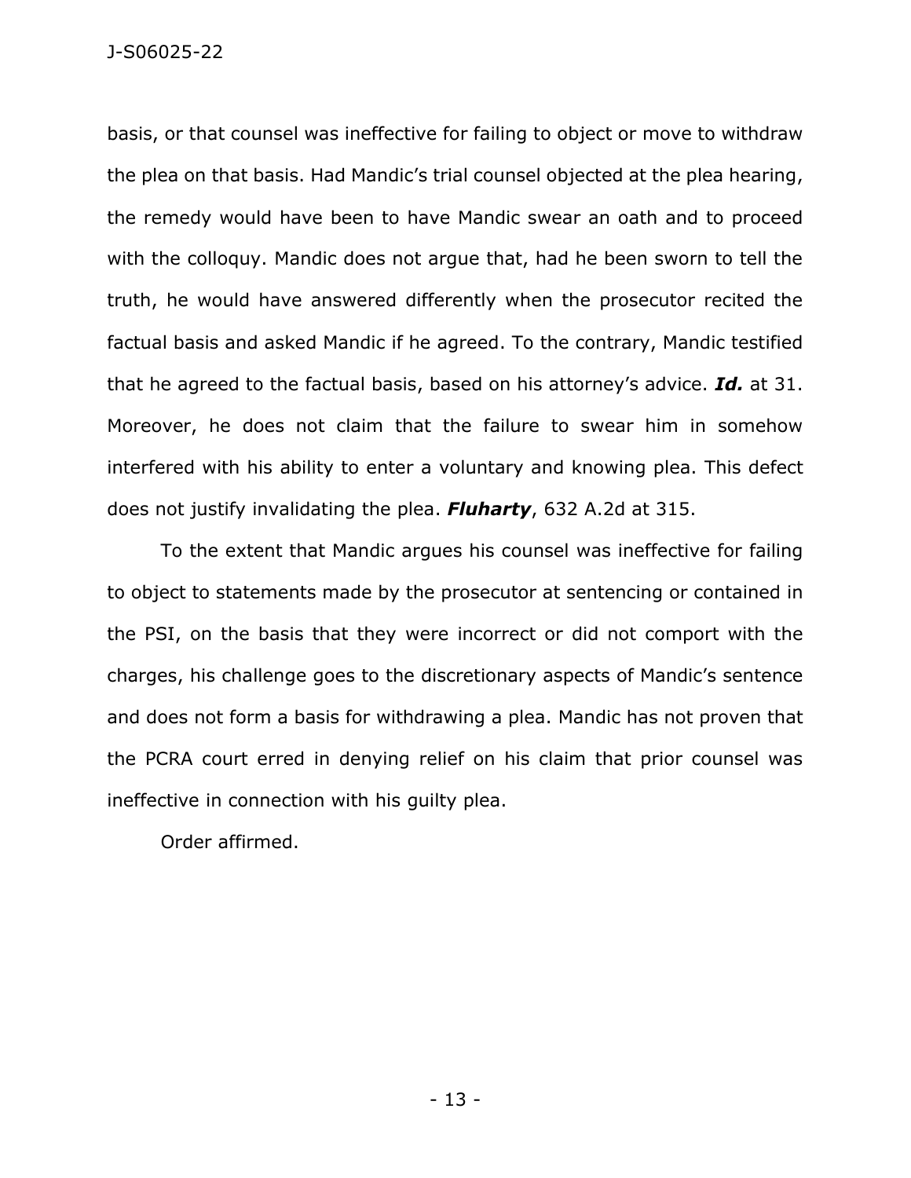basis, or that counsel was ineffective for failing to object or move to withdraw the plea on that basis. Had Mandic's trial counsel objected at the plea hearing, the remedy would have been to have Mandic swear an oath and to proceed with the colloquy. Mandic does not argue that, had he been sworn to tell the truth, he would have answered differently when the prosecutor recited the factual basis and asked Mandic if he agreed. To the contrary, Mandic testified that he agreed to the factual basis, based on his attorney's advice. ***Id.*** at 31. Moreover, he does not claim that the failure to swear him in somehow interfered with his ability to enter a voluntary and knowing plea. This defect does not justify invalidating the plea. ***Fluharty***, 632 A.2d at 315.

To the extent that Mandic argues his counsel was ineffective for failing to object to statements made by the prosecutor at sentencing or contained in the PSI, on the basis that they were incorrect or did not comport with the charges, his challenge goes to the discretionary aspects of Mandic's sentence and does not form a basis for withdrawing a plea. Mandic has not proven that the PCRA court erred in denying relief on his claim that prior counsel was ineffective in connection with his guilty plea.

Order affirmed.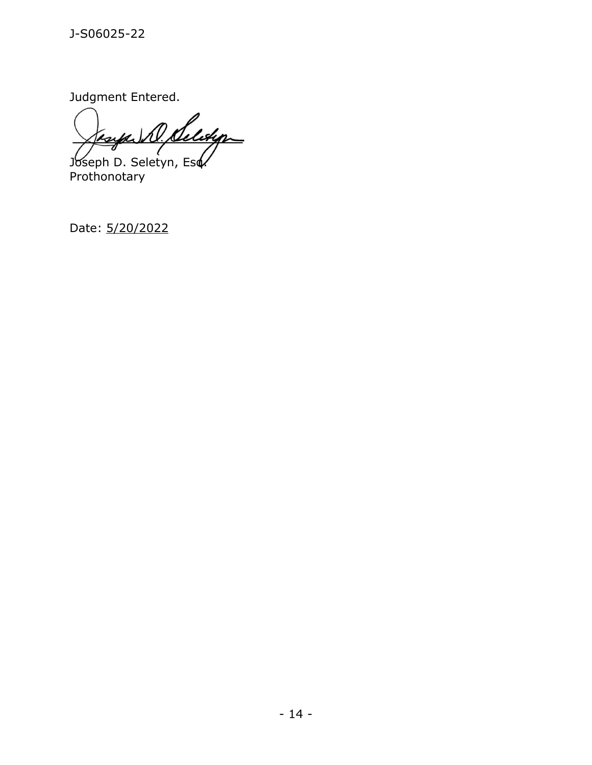Judgment Entered.

Joseph D. Seletyn, Esq.
Prothonotary

Date: 5/20/2022